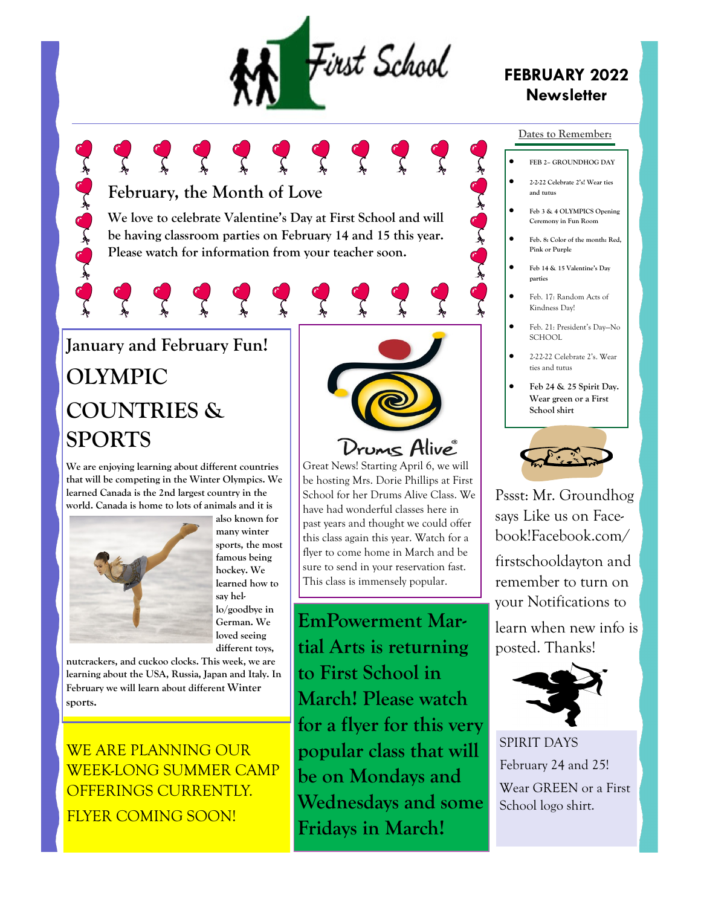# First School

**FEBRUARY 2022 Newsletter**

## February, the Month of Love

**We love to celebrate Valentine's Day at First School and will be having classroom parties on February 14 and 15 this year. Please watch for information from your teacher soon.**

## January and February Fun!

# OLYMPIC COUNTRIES & SPORTS

**We are enjoying learning about different countries that will be competing in the Winter Olympics. We learned Canada is the 2nd largest country in the world. Canada is home to lots of animals and it is also known for many winter sports, the most famous being hockey. We learned how to say hello/goodbye in German. We loved seeing different toys, nutcrackers, and cuckoo clocks. This week, we are learning about the USA, Russia, Japan and Italy. In February we will learn about different Winter sports.**

WE ARE PLANNING OUR WEEK-LONG SUMMER CAMP OFFERINGS CURRENTLY.

FLYER COMING SOON!

## Drums Alive®

Great News! Starting April 6, we will be hosting Mrs. Dorie Phillips at First School for her Drums Alive Class. We have had wonderful classes here in past years and thought we could offer this class again this year. Watch for a flyer to come home in March and be sure to send in your reservation fast. This class is immensely popular.

**EmPowerment Martial Arts is returning to First School in March! Please watch for a flyer for this very popular class that will be on Mondays and Wednesdays and some Fridays in March!**

### Dates to Remember:

- **FEB 2– GROUNDHOG DAY**
- **2-2-22 Celebrate 2's! Wear ties and tutus**
- **Feb 3 & 4 OLYMPICS Opening Ceremony in Fun Room**
- **Feb. 8: Color of the month: Red, Pink or Purple**
- **Feb 14 & 15 Valentine's Day parties**
- Feb. 17: Random Acts of Kindness Day!
- Feb. 21: President's Day—No SCHOOL
- 2-22-22 Celebrate 2's. Wear ties and tutus
- **Feb 24 & 25 Spirit Day. Wear green or a First School shirt**

Pssst: Mr. Groundhog says Like us on Facebook!Facebook.com/firstschooldayton and remember to turn on your Notifications to learn when new info is posted. Thanks!

SPIRIT DAYS

February 24 and 25!

Wear GREEN or a First School logo shirt.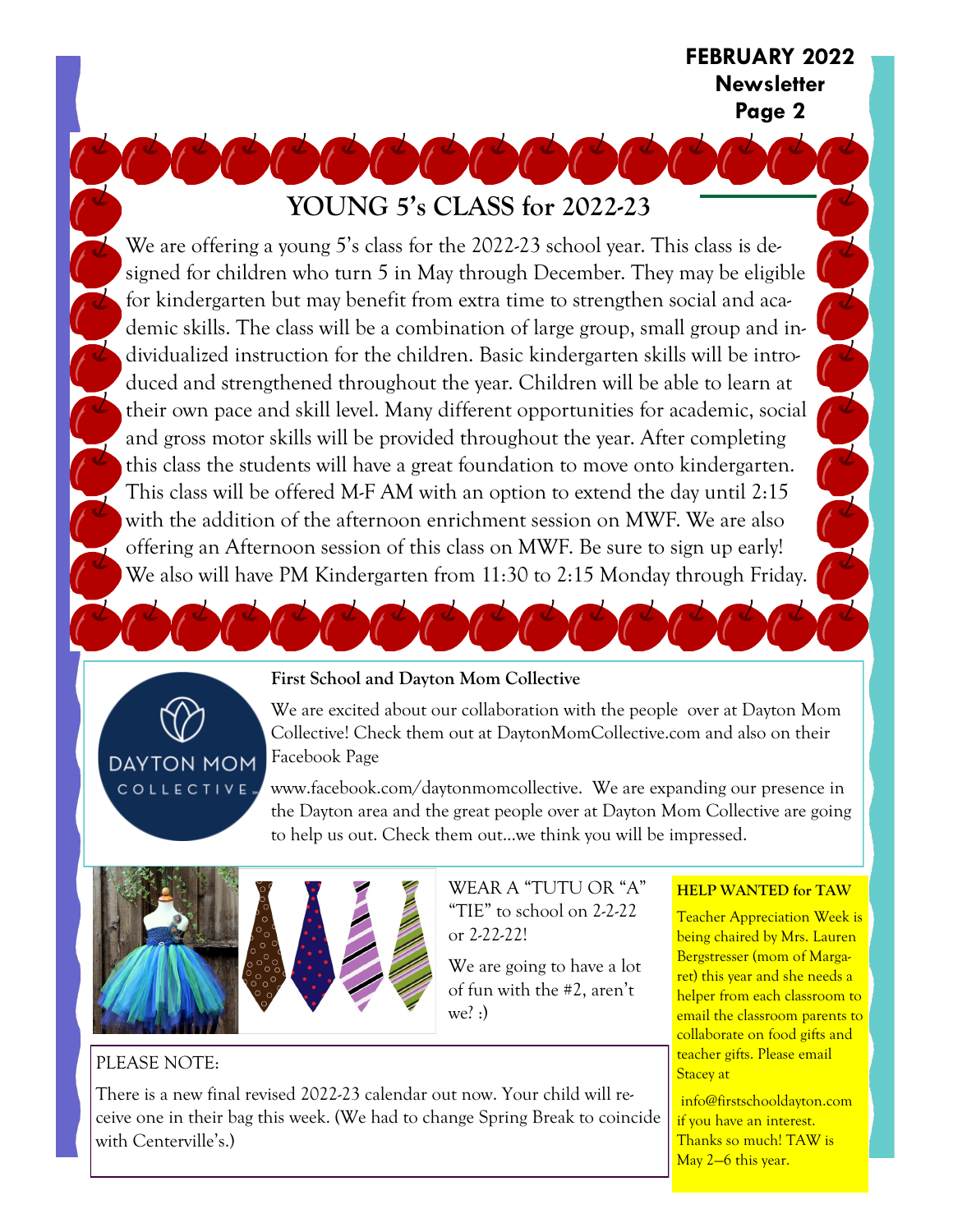## YOUNG 5's CLASS for 2022-23

We are offering a young 5's class for the 2022-23 school year. This class is designed for children who turn 5 in May through December. They may be eligible for kindergarten but may benefit from extra time to strengthen social and academic skills. The class will be a combination of large group, small group and individualized instruction for the children. Basic kindergarten skills will be introduced and strengthened throughout the year. Children will be able to learn at their own pace and skill level. Many different opportunities for academic, social and gross motor skills will be provided throughout the year. After completing this class the students will have a great foundation to move onto kindergarten. This class will be offered M-F AM with an option to extend the day until 2:15 with the addition of the afternoon enrichment session on MWF. We are also offering an Afternoon session of this class on MWF. Be sure to sign up early! We also will have PM Kindergarten from 11:30 to 2:15 Monday through Friday.

**First School and Dayton Mom Collective**

We are excited about our collaboration with the people over at Dayton Mom Collective! Check them out at DaytonMomCollective.com and also on their Facebook Page

www.facebook.com/daytonmomcollective. We are expanding our presence in the Dayton area and the great people over at Dayton Mom Collective are going to help us out. Check them out…we think you will be impressed.

WEAR A "TUTU OR "A" "TIE" to school on 2-2-22 or 2-22-22!

We are going to have a lot of fun with the #2, aren't we? :)

**HELP WANTED for TAW**

Teacher Appreciation Week is being chaired by Mrs. Lauren Bergstresser (mom of Margaret) this year and she needs a helper from each classroom to email the classroom parents to collaborate on food gifts and teacher gifts. Please email Stacey at

info@firstschooldayton.com if you have an interest. Thanks so much! TAW is May 2—6 this year.

PLEASE NOTE:

There is a new final revised 2022-23 calendar out now. Your child will receive one in their bag this week. (We had to change Spring Break to coincide with Centerville's.)